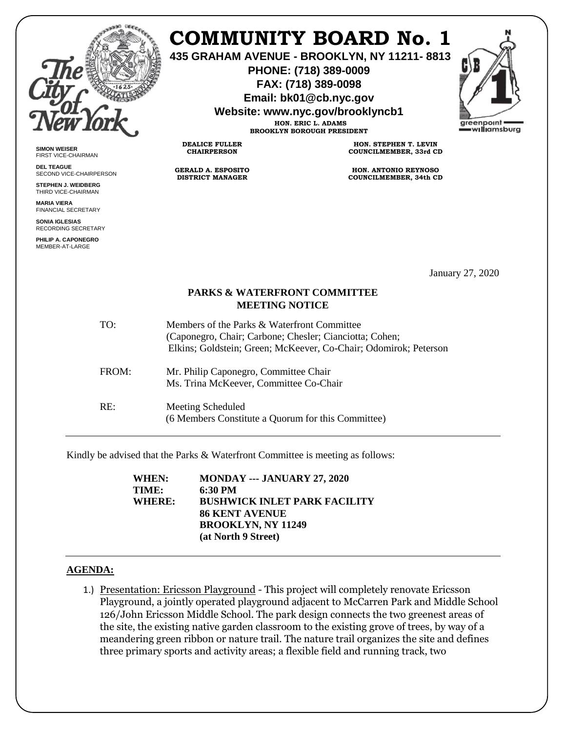# COMMUNITY BOARD No. 1

**435 GRAHAM AVENUE - BROOKLYN, NY 11211- 8813**
**PHONE: (718) 389-0009**
**FAX: (718) 389-0098**
**Email: bk01@cb.nyc.gov**
**Website: www.nyc.gov/brooklyncb1**

**HON. ERIC L. ADAMS**
**BROOKLYN BOROUGH PRESIDENT**

**DEALICE FULLER**
**CHAIRPERSON**

**HON. STEPHEN T. LEVIN**
**COUNCILMEMBER, 33rd CD**

**GERALD A. ESPOSITO**
**DISTRICT MANAGER**

**HON. ANTONIO REYNOSO**
**COUNCILMEMBER, 34th CD**

**SIMON WEISER**
FIRST VICE-CHAIRMAN

**DEL TEAGUE**
SECOND VICE-CHAIRPERSON

**STEPHEN J. WEIDBERG**
THIRD VICE-CHAIRMAN

**MARIA VIERA**
FINANCIAL SECRETARY

**SONIA IGLESIAS**
RECORDING SECRETARY

**PHILIP A. CAPONEGRO**
MEMBER-AT-LARGE

January 27, 2020

## PARKS & WATERFRONT COMMITTEE
## MEETING NOTICE

TO: Members of the Parks & Waterfront Committee
(Caponegro, Chair; Carbone; Chesler; Cianciotta; Cohen; Elkins; Goldstein; Green; McKeever, Co-Chair; Odomirok; Peterson

FROM: Mr. Philip Caponegro, Committee Chair
Ms. Trina McKeever, Committee Co-Chair

RE: Meeting Scheduled
(6 Members Constitute a Quorum for this Committee)

---

Kindly be advised that the Parks & Waterfront Committee is meeting as follows:

**WHEN:** **MONDAY --- JANUARY 27, 2020**
**TIME:** **6:30 PM**
**WHERE:** **BUSHWICK INLET PARK FACILITY**
**86 KENT AVENUE**
**BROOKLYN, NY 11249**
**(at North 9 Street)**

---

**AGENDA:**

1.) Presentation: Ericsson Playground - This project will completely renovate Ericsson Playground, a jointly operated playground adjacent to McCarren Park and Middle School 126/John Ericsson Middle School. The park design connects the two greenest areas of the site, the existing native garden classroom to the existing grove of trees, by way of a meandering green ribbon or nature trail. The nature trail organizes the site and defines three primary sports and activity areas; a flexible field and running track, two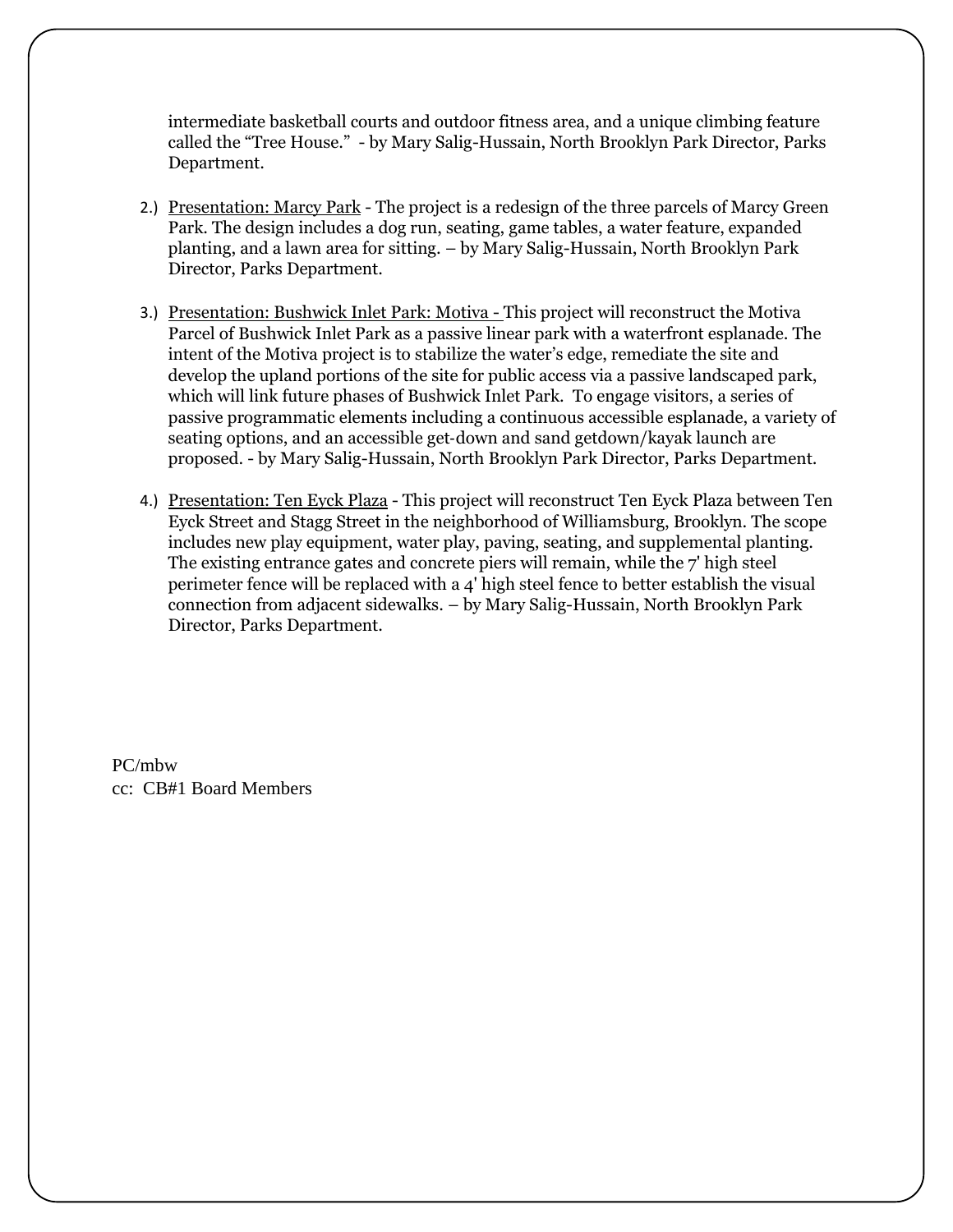intermediate basketball courts and outdoor fitness area, and a unique climbing feature called the "Tree House." - by Mary Salig-Hussain, North Brooklyn Park Director, Parks Department.

2.) Presentation: Marcy Park - The project is a redesign of the three parcels of Marcy Green Park. The design includes a dog run, seating, game tables, a water feature, expanded planting, and a lawn area for sitting. – by Mary Salig-Hussain, North Brooklyn Park Director, Parks Department.

3.) Presentation: Bushwick Inlet Park: Motiva - This project will reconstruct the Motiva Parcel of Bushwick Inlet Park as a passive linear park with a waterfront esplanade. The intent of the Motiva project is to stabilize the water's edge, remediate the site and develop the upland portions of the site for public access via a passive landscaped park, which will link future phases of Bushwick Inlet Park. To engage visitors, a series of passive programmatic elements including a continuous accessible esplanade, a variety of seating options, and an accessible get-down and sand getdown/kayak launch are proposed. - by Mary Salig-Hussain, North Brooklyn Park Director, Parks Department.

4.) Presentation: Ten Eyck Plaza - This project will reconstruct Ten Eyck Plaza between Ten Eyck Street and Stagg Street in the neighborhood of Williamsburg, Brooklyn. The scope includes new play equipment, water play, paving, seating, and supplemental planting. The existing entrance gates and concrete piers will remain, while the 7' high steel perimeter fence will be replaced with a 4' high steel fence to better establish the visual connection from adjacent sidewalks. – by Mary Salig-Hussain, North Brooklyn Park Director, Parks Department.

PC/mbw
cc: CB#1 Board Members